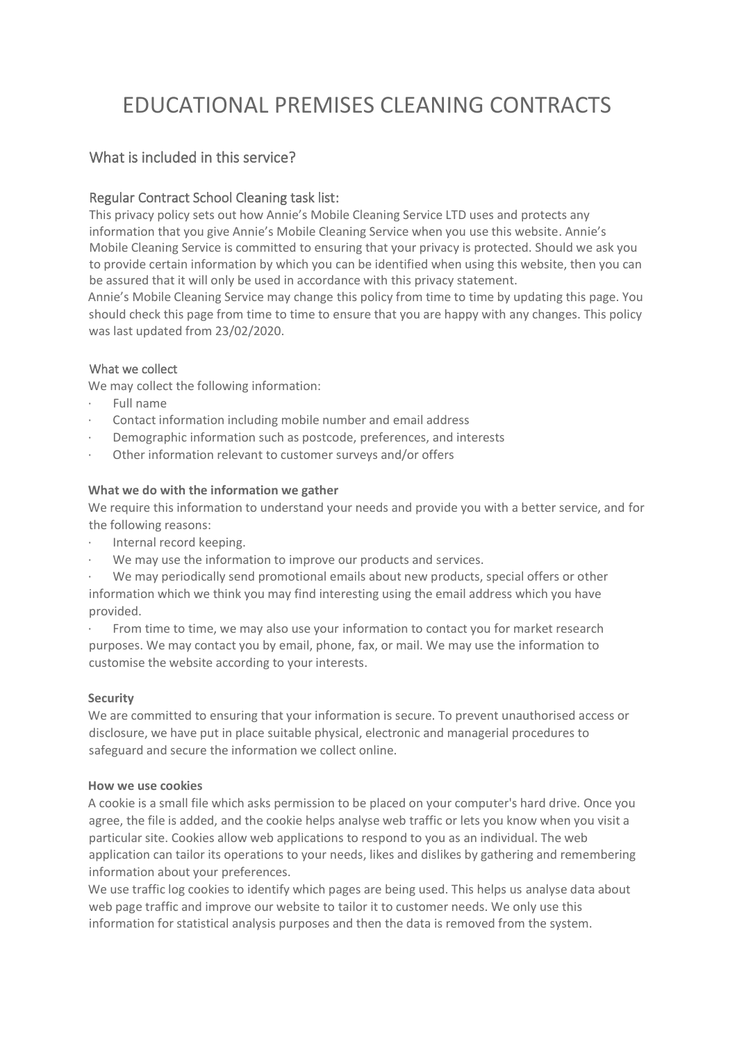# EDUCATIONAL PREMISES CLEANING CONTRACTS

## What is included in this service?

### Regular Contract School Cleaning task list:

This privacy policy sets out how Annie's Mobile Cleaning Service LTD uses and protects any information that you give Annie's Mobile Cleaning Service when you use this website. Annie's Mobile Cleaning Service is committed to ensuring that your privacy is protected. Should we ask you to provide certain information by which you can be identified when using this website, then you can be assured that it will only be used in accordance with this privacy statement.

Annie's Mobile Cleaning Service may change this policy from time to time by updating this page. You should check this page from time to time to ensure that you are happy with any changes. This policy was last updated from 23/02/2020.

#### What we collect

We may collect the following information:

- Full name
- Contact information including mobile number and email address
- Demographic information such as postcode, preferences, and interests
- Other information relevant to customer surveys and/or offers

**What we do with the information we gather**

We require this information to understand your needs and provide you with a better service, and for the following reasons:

- Internal record keeping.
- We may use the information to improve our products and services.
- We may periodically send promotional emails about new products, special offers or other information which we think you may find interesting using the email address which you have provided.
- From time to time, we may also use your information to contact you for market research purposes. We may contact you by email, phone, fax, or mail. We may use the information to customise the website according to your interests.

**Security**

We are committed to ensuring that your information is secure. To prevent unauthorised access or disclosure, we have put in place suitable physical, electronic and managerial procedures to safeguard and secure the information we collect online.

**How we use cookies**

A cookie is a small file which asks permission to be placed on your computer's hard drive. Once you agree, the file is added, and the cookie helps analyse web traffic or lets you know when you visit a particular site. Cookies allow web applications to respond to you as an individual. The web application can tailor its operations to your needs, likes and dislikes by gathering and remembering information about your preferences.

We use traffic log cookies to identify which pages are being used. This helps us analyse data about web page traffic and improve our website to tailor it to customer needs. We only use this information for statistical analysis purposes and then the data is removed from the system.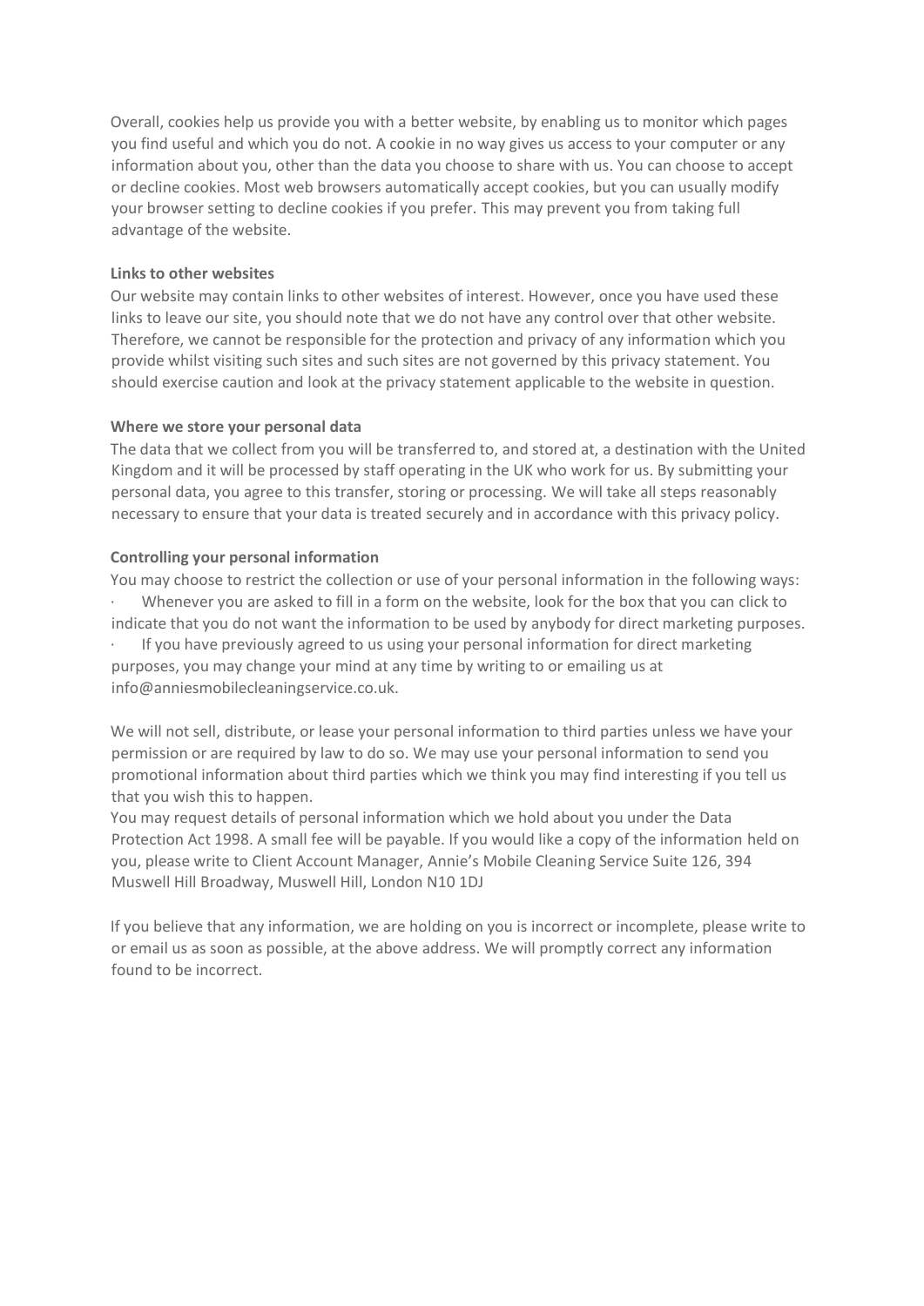Overall, cookies help us provide you with a better website, by enabling us to monitor which pages you find useful and which you do not. A cookie in no way gives us access to your computer or any information about you, other than the data you choose to share with us. You can choose to accept or decline cookies. Most web browsers automatically accept cookies, but you can usually modify your browser setting to decline cookies if you prefer. This may prevent you from taking full advantage of the website.

**Links to other websites**

Our website may contain links to other websites of interest. However, once you have used these links to leave our site, you should note that we do not have any control over that other website. Therefore, we cannot be responsible for the protection and privacy of any information which you provide whilst visiting such sites and such sites are not governed by this privacy statement. You should exercise caution and look at the privacy statement applicable to the website in question.

**Where we store your personal data**

The data that we collect from you will be transferred to, and stored at, a destination with the United Kingdom and it will be processed by staff operating in the UK who work for us. By submitting your personal data, you agree to this transfer, storing or processing. We will take all steps reasonably necessary to ensure that your data is treated securely and in accordance with this privacy policy.

**Controlling your personal information**

You may choose to restrict the collection or use of your personal information in the following ways:

- Whenever you are asked to fill in a form on the website, look for the box that you can click to indicate that you do not want the information to be used by anybody for direct marketing purposes.
- If you have previously agreed to us using your personal information for direct marketing purposes, you may change your mind at any time by writing to or emailing us at info@anniesmobilecleaningservice.co.uk.

We will not sell, distribute, or lease your personal information to third parties unless we have your permission or are required by law to do so. We may use your personal information to send you promotional information about third parties which we think you may find interesting if you tell us that you wish this to happen.

You may request details of personal information which we hold about you under the Data Protection Act 1998. A small fee will be payable. If you would like a copy of the information held on you, please write to Client Account Manager, Annie's Mobile Cleaning Service Suite 126, 394 Muswell Hill Broadway, Muswell Hill, London N10 1DJ

If you believe that any information, we are holding on you is incorrect or incomplete, please write to or email us as soon as possible, at the above address. We will promptly correct any information found to be incorrect.